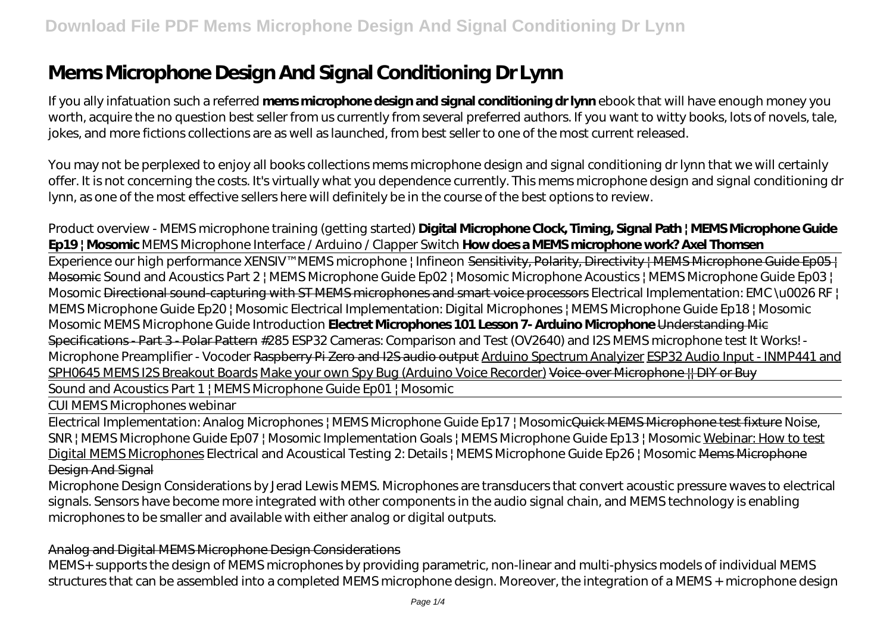# Mems Microphone Design And Signal Conditioning Dr Lynn

If you ally infatuation such a referred **mems microphone design and signal conditioning dr lynn** ebook that will have enough money you worth, acquire the no question best seller from us currently from several preferred authors. If you want to witty books, lots of novels, tale, jokes, and more fictions collections are as well as launched, from best seller to one of the most current released.

You may not be perplexed to enjoy all books collections mems microphone design and signal conditioning dr lynn that we will certainly offer. It is not concerning the costs. It's virtually what you dependence currently. This mems microphone design and signal conditioning dr lynn, as one of the most effective sellers here will definitely be in the course of the best options to review.

*Product overview - MEMS microphone training (getting started)* **Digital Microphone Clock, Timing, Signal Path | MEMS Microphone Guide Ep19 | Mosomic** *MEMS Microphone Interface / Arduino / Clapper Switch* **How does a MEMS microphone work? Axel Thomsen**

Experience our high performance XENSIV™ MEMS microphone | Infineon Sensitivity, Polarity, Directivity | MEMS Microphone Guide Ep05 | Mosomic *Sound and Acoustics Part 2 | MEMS Microphone Guide Ep02 | Mosomic* *Microphone Acoustics | MEMS Microphone Guide Ep03 | Mosomic* Directional sound-capturing with ST MEMS microphones and smart voice processors *Electrical Implementation: EMC \u0026 RF | MEMS Microphone Guide Ep20 | Mosomic* *Electrical Implementation: Digital Microphones | MEMS Microphone Guide Ep18 | Mosomic* *Mosomic MEMS Microphone Guide Introduction* **Electret Microphones 101 Lesson 7- Arduino Microphone** Understanding Mic Specifications - Part 3 - Polar Pattern *#285 ESP32 Cameras: Comparison and Test (OV2640) and I2S MEMS microphone test* *It Works! - Microphone Preamplifier - Vocoder* Raspberry Pi Zero and I2S audio output Arduino Spectrum Analyizer ESP32 Audio Input - INMP441 and SPH0645 MEMS I2S Breakout Boards Make your own Spy Bug (Arduino Voice Recorder) Voice-over Microphone || DIY or Buy

Sound and Acoustics Part 1 | MEMS Microphone Guide Ep01 | Mosomic

CUI MEMS Microphones webinar

Electrical Implementation: Analog Microphones | MEMS Microphone Guide Ep17 | MosomicQuick MEMS Microphone test fixture *Noise, SNR | MEMS Microphone Guide Ep07 | Mosomic* *Implementation Goals | MEMS Microphone Guide Ep13 | Mosomic* Webinar: How to test Digital MEMS Microphones *Electrical and Acoustical Testing 2: Details | MEMS Microphone Guide Ep26 | Mosomic* Mems Microphone Design And Signal

Microphone Design Considerations by Jerad Lewis MEMS. Microphones are transducers that convert acoustic pressure waves to electrical signals. Sensors have become more integrated with other components in the audio signal chain, and MEMS technology is enabling microphones to be smaller and available with either analog or digital outputs.

Analog and Digital MEMS Microphone Design Considerations

MEMS+ supports the design of MEMS microphones by providing parametric, non-linear and multi-physics models of individual MEMS structures that can be assembled into a completed MEMS microphone design. Moreover, the integration of a MEMS + microphone design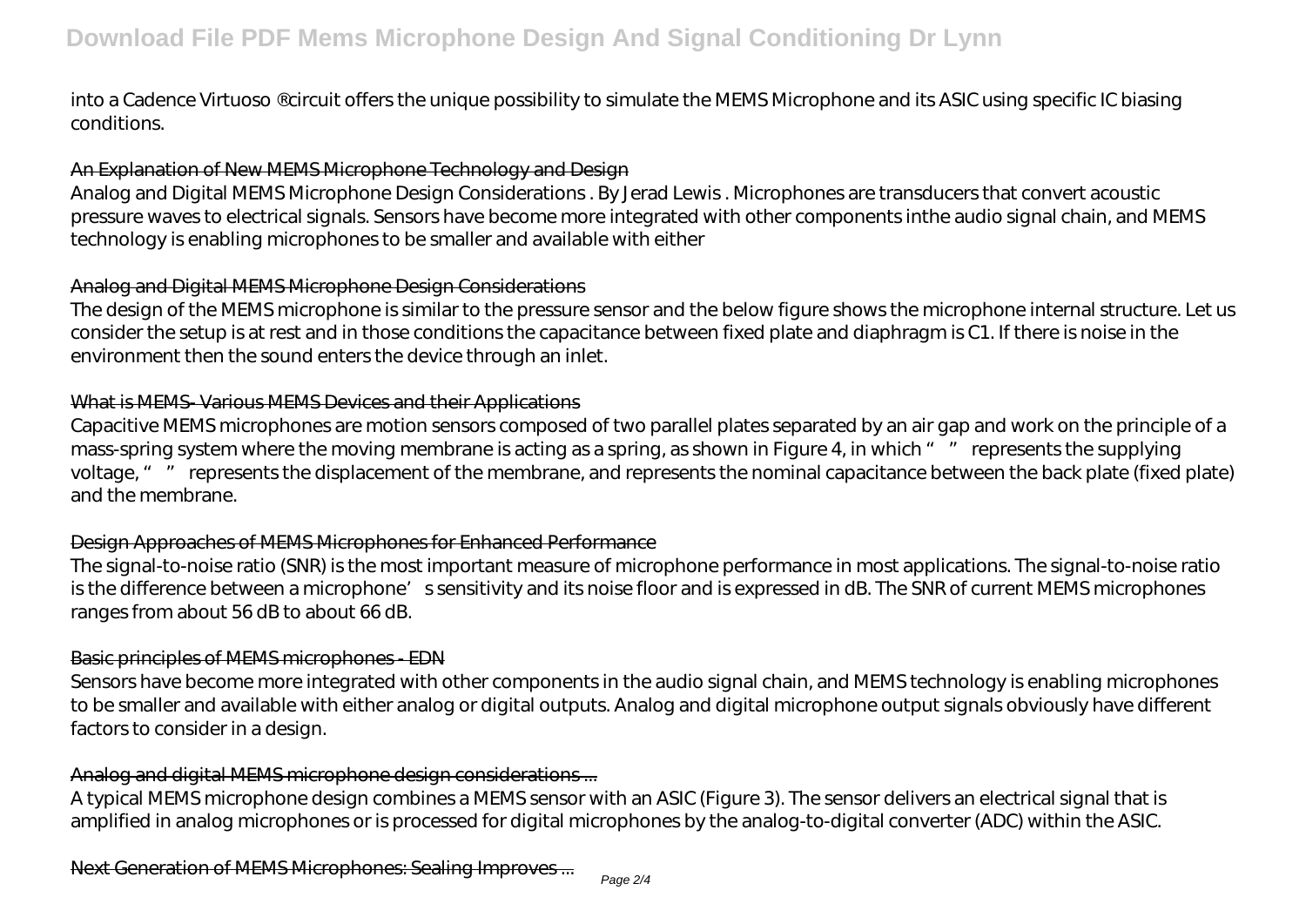into a Cadence Virtuoso ®circuit offers the unique possibility to simulate the MEMS Microphone and its ASIC using specific IC biasing conditions.

## An Explanation of New MEMS Microphone Technology and Design

Analog and Digital MEMS Microphone Design Considerations . By Jerad Lewis . Microphones are transducers that convert acoustic pressure waves to electrical signals. Sensors have become more integrated with other components inthe audio signal chain, and MEMS technology is enabling microphones to be smaller and available with either

## Analog and Digital MEMS Microphone Design Considerations

The design of the MEMS microphone is similar to the pressure sensor and the below figure shows the microphone internal structure. Let us consider the setup is at rest and in those conditions the capacitance between fixed plate and diaphragm is C1. If there is noise in the environment then the sound enters the device through an inlet.

## What is MEMS- Various MEMS Devices and their Applications

Capacitive MEMS microphones are motion sensors composed of two parallel plates separated by an air gap and work on the principle of a mass-spring system where the moving membrane is acting as a spring, as shown in Figure 4, in which " " represents the supplying voltage, " " represents the displacement of the membrane, and represents the nominal capacitance between the back plate (fixed plate) and the membrane.

## Design Approaches of MEMS Microphones for Enhanced Performance

The signal-to-noise ratio (SNR) is the most important measure of microphone performance in most applications. The signal-to-noise ratio is the difference between a microphone's sensitivity and its noise floor and is expressed in dB. The SNR of current MEMS microphones ranges from about 56 dB to about 66 dB.

## Basic principles of MEMS microphones - EDN

Sensors have become more integrated with other components in the audio signal chain, and MEMS technology is enabling microphones to be smaller and available with either analog or digital outputs. Analog and digital microphone output signals obviously have different factors to consider in a design.

## Analog and digital MEMS microphone design considerations ...

A typical MEMS microphone design combines a MEMS sensor with an ASIC (Figure 3). The sensor delivers an electrical signal that is amplified in analog microphones or is processed for digital microphones by the analog-to-digital converter (ADC) within the ASIC.

## Next Generation of MEMS Microphones: Sealing Improves ...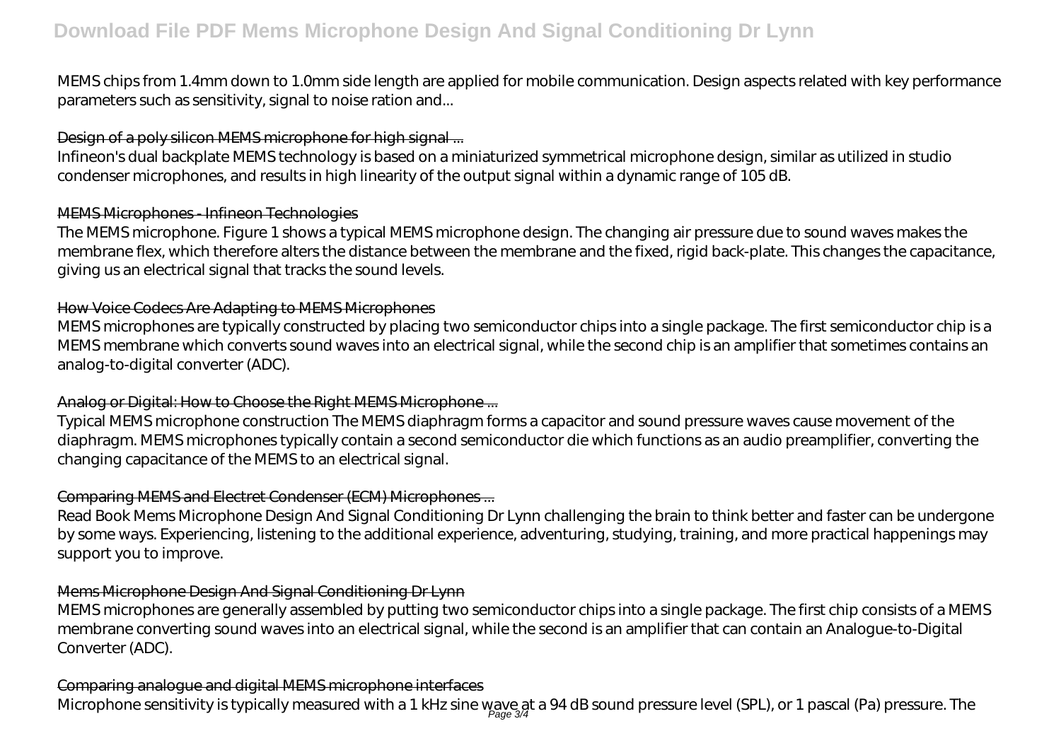MEMS chips from 1.4mm down to 1.0mm side length are applied for mobile communication. Design aspects related with key performance parameters such as sensitivity, signal to noise ration and...

### Design of a poly silicon MEMS microphone for high signal ...

Infineon's dual backplate MEMS technology is based on a miniaturized symmetrical microphone design, similar as utilized in studio condenser microphones, and results in high linearity of the output signal within a dynamic range of 105 dB.

### MEMS Microphones - Infineon Technologies

The MEMS microphone. Figure 1 shows a typical MEMS microphone design. The changing air pressure due to sound waves makes the membrane flex, which therefore alters the distance between the membrane and the fixed, rigid back-plate. This changes the capacitance, giving us an electrical signal that tracks the sound levels.

### How Voice Codecs Are Adapting to MEMS Microphones

MEMS microphones are typically constructed by placing two semiconductor chips into a single package. The first semiconductor chip is a MEMS membrane which converts sound waves into an electrical signal, while the second chip is an amplifier that sometimes contains an analog-to-digital converter (ADC).

### Analog or Digital: How to Choose the Right MEMS Microphone ...

Typical MEMS microphone construction The MEMS diaphragm forms a capacitor and sound pressure waves cause movement of the diaphragm. MEMS microphones typically contain a second semiconductor die which functions as an audio preamplifier, converting the changing capacitance of the MEMS to an electrical signal.

### Comparing MEMS and Electret Condenser (ECM) Microphones ...

Read Book Mems Microphone Design And Signal Conditioning Dr Lynn challenging the brain to think better and faster can be undergone by some ways. Experiencing, listening to the additional experience, adventuring, studying, training, and more practical happenings may support you to improve.

### Mems Microphone Design And Signal Conditioning Dr Lynn

MEMS microphones are generally assembled by putting two semiconductor chips into a single package. The first chip consists of a MEMS membrane converting sound waves into an electrical signal, while the second is an amplifier that can contain an Analogue-to-Digital Converter (ADC).

### Comparing analogue and digital MEMS microphone interfaces

Microphone sensitivity is typically measured with a 1 kHz sine wave at a 94 dB sound pressure level (SPL), or 1 pascal (Pa) pressure. The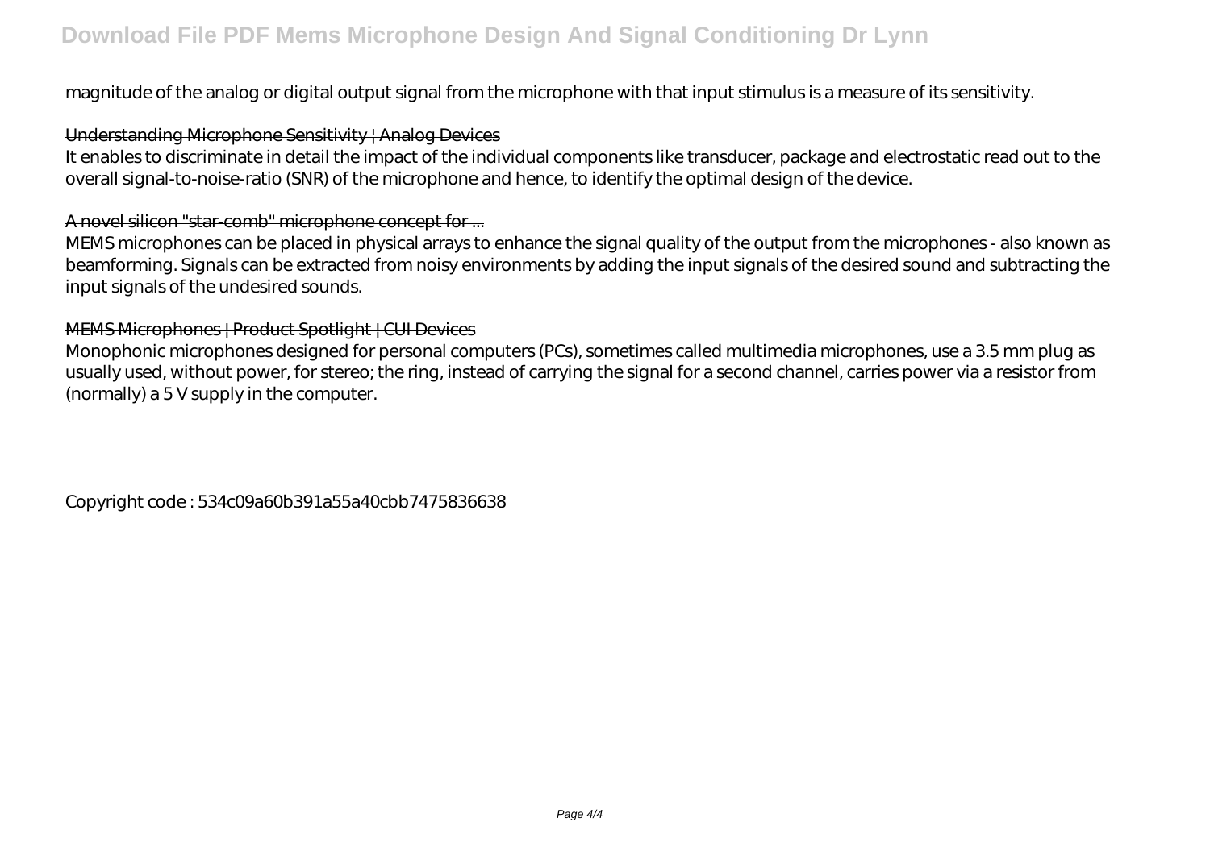magnitude of the analog or digital output signal from the microphone with that input stimulus is a measure of its sensitivity.

Understanding Microphone Sensitivity | Analog Devices

It enables to discriminate in detail the impact of the individual components like transducer, package and electrostatic read out to the overall signal-to-noise-ratio (SNR) of the microphone and hence, to identify the optimal design of the device.

A novel silicon "star-comb" microphone concept for ...

MEMS microphones can be placed in physical arrays to enhance the signal quality of the output from the microphones - also known as beamforming. Signals can be extracted from noisy environments by adding the input signals of the desired sound and subtracting the input signals of the undesired sounds.

MEMS Microphones | Product Spotlight | CUI Devices

Monophonic microphones designed for personal computers (PCs), sometimes called multimedia microphones, use a 3.5 mm plug as usually used, without power, for stereo; the ring, instead of carrying the signal for a second channel, carries power via a resistor from (normally) a 5 V supply in the computer.

Copyright code : 534c09a60b391a55a40cbb7475836638